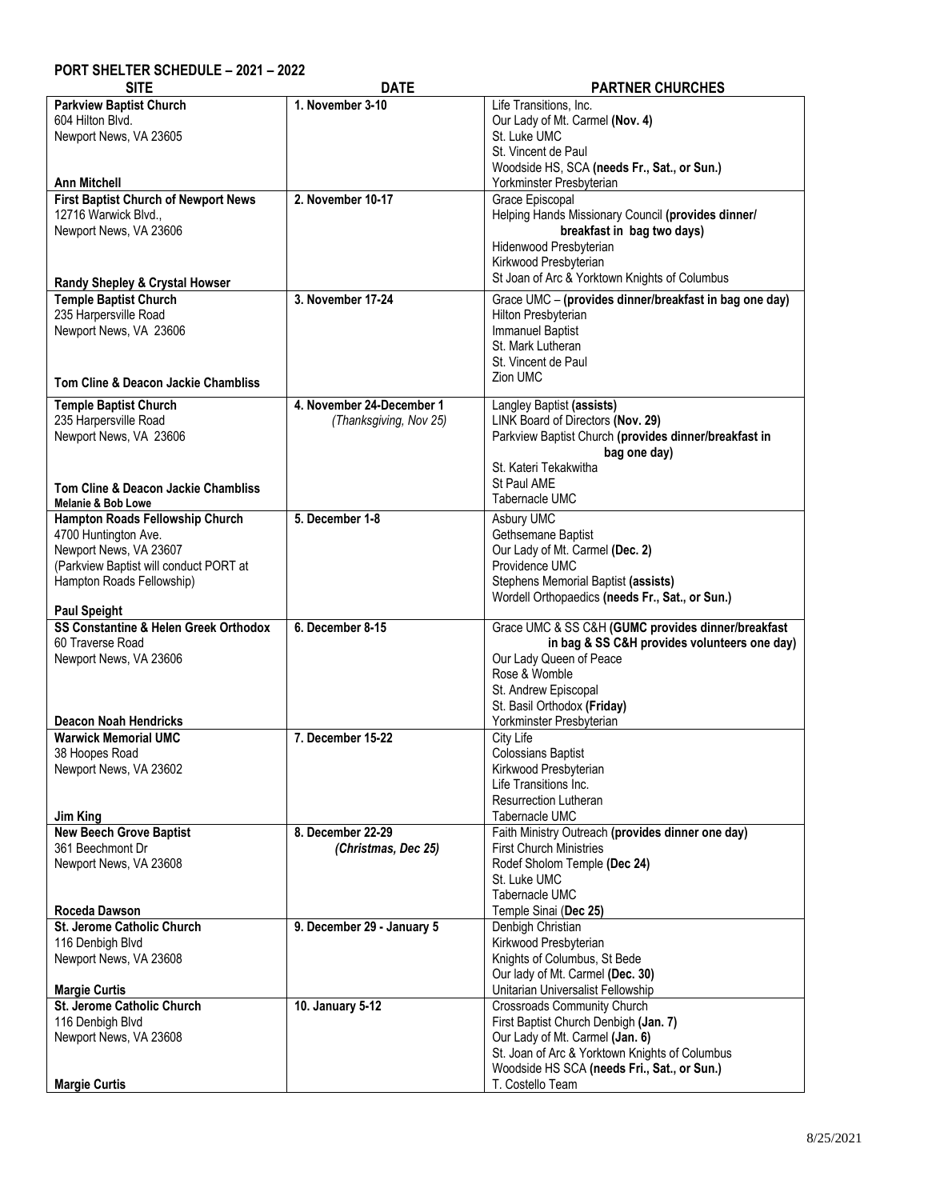**PORT SHELTER SCHEDULE – 2021 – 2022**

| SITE | DATE | PARTNER CHURCHES |
|---|---|---|
| **Parkview Baptist Church**<br>604 Hilton Blvd.<br>Newport News, VA 23605<br><br>**Ann Mitchell** | **1. November 3-10** | Life Transitions, Inc.<br>Our Lady of Mt. Carmel **(Nov. 4)**<br>St. Luke UMC<br>St. Vincent de Paul<br>Woodside HS, SCA **(needs Fr., Sat., or Sun.)**<br>Yorkminster Presbyterian |
| **First Baptist Church of Newport News**<br>12716 Warwick Blvd.,<br>Newport News, VA 23606<br><br>**Randy Shepley & Crystal Howser** | **2. November 10-17** | Grace Episcopal<br>Helping Hands Missionary Council **(provides dinner/ breakfast in bag two days)**<br>Hidenwood Presbyterian<br>Kirkwood Presbyterian<br>St Joan of Arc & Yorktown Knights of Columbus |
| **Temple Baptist Church**<br>235 Harpersville Road<br>Newport News, VA 23606<br><br>**Tom Cline & Deacon Jackie Chambliss** | **3. November 17-24** | Grace UMC – **(provides dinner/breakfast in bag one day)**<br>Hilton Presbyterian<br>Immanuel Baptist<br>St. Mark Lutheran<br>St. Vincent de Paul<br>Zion UMC |
| **Temple Baptist Church**<br>235 Harpersville Road<br>Newport News, VA 23606<br><br>**Tom Cline & Deacon Jackie Chambliss**<br>**Melanie & Bob Lowe** | **4. November 24-December 1**<br>*(Thanksgiving, Nov 25)* | Langley Baptist **(assists)**<br>LINK Board of Directors **(Nov. 29)**<br>Parkview Baptist Church **(provides dinner/breakfast in bag one day)**<br>St. Kateri Tekakwitha<br>St Paul AME<br>Tabernacle UMC |
| **Hampton Roads Fellowship Church**<br>4700 Huntington Ave.<br>Newport News, VA 23607<br>(Parkview Baptist will conduct PORT at Hampton Roads Fellowship)<br><br>**Paul Speight** | **5. December 1-8** | Asbury UMC<br>Gethsemane Baptist<br>Our Lady of Mt. Carmel **(Dec. 2)**<br>Providence UMC<br>Stephens Memorial Baptist **(assists)**<br>Wordell Orthopaedics **(needs Fr., Sat., or Sun.)** |
| **SS Constantine & Helen Greek Orthodox**<br>60 Traverse Road<br>Newport News, VA 23606<br><br>**Deacon Noah Hendricks** | **6. December 8-15** | Grace UMC & SS C&H **(GUMC provides dinner/breakfast in bag & SS C&H provides volunteers one day)**<br>Our Lady Queen of Peace<br>Rose & Womble<br>St. Andrew Episcopal<br>St. Basil Orthodox **(Friday)**<br>Yorkminster Presbyterian |
| **Warwick Memorial UMC**<br>38 Hoopes Road<br>Newport News, VA 23602<br><br>**Jim King** | **7. December 15-22** | City Life<br>Colossians Baptist<br>Kirkwood Presbyterian<br>Life Transitions Inc.<br>Resurrection Lutheran<br>Tabernacle UMC |
| **New Beech Grove Baptist**<br>361 Beechmont Dr<br>Newport News, VA 23608<br><br>**Roceda Dawson** | **8. December 22-29**<br>*(Christmas, Dec 25)* | Faith Ministry Outreach **(provides dinner one day)**<br>First Church Ministries<br>Rodef Sholom Temple **(Dec 24)**<br>St. Luke UMC<br>Tabernacle UMC<br>Temple Sinai (**Dec 25)** |
| **St. Jerome Catholic Church**<br>116 Denbigh Blvd<br>Newport News, VA 23608<br><br>**Margie Curtis** | **9. December 29 - January 5** | Denbigh Christian<br>Kirkwood Presbyterian<br>Knights of Columbus, St Bede<br>Our lady of Mt. Carmel **(Dec. 30)**<br>Unitarian Universalist Fellowship |
| **St. Jerome Catholic Church**<br>116 Denbigh Blvd<br>Newport News, VA 23608<br><br>**Margie Curtis** | **10. January 5-12** | Crossroads Community Church<br>First Baptist Church Denbigh **(Jan. 7)**<br>Our Lady of Mt. Carmel **(Jan. 6)**<br>St. Joan of Arc & Yorktown Knights of Columbus<br>Woodside HS SCA **(needs Fri., Sat., or Sun.)**<br>T. Costello Team |

8/25/2021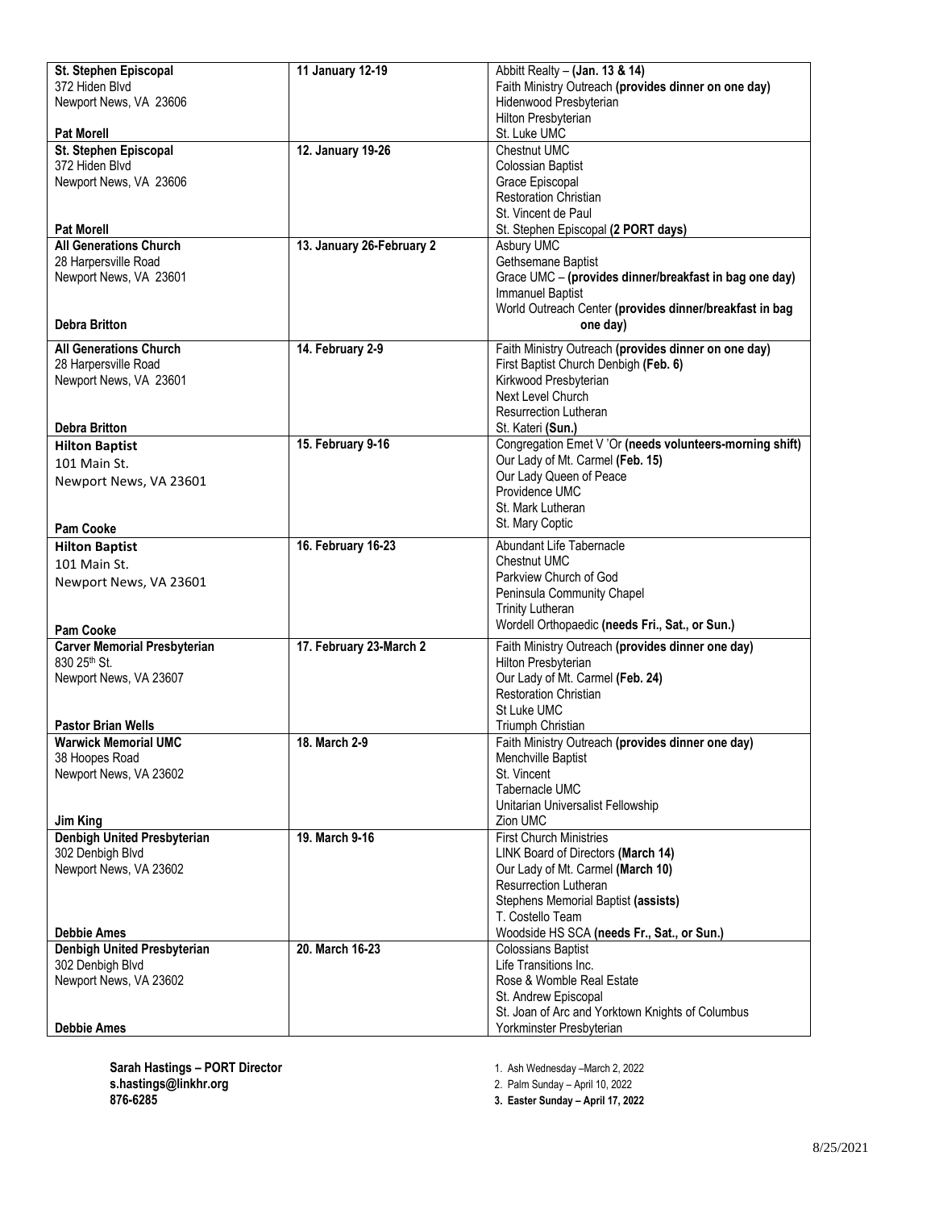| | | |
|---|---|---|
| **St. Stephen Episcopal**<br>372 Hiden Blvd<br>Newport News, VA 23606<br><br>**Pat Morell** | **11 January 12-19** | Abbitt Realty – **(Jan. 13 & 14)**<br>Faith Ministry Outreach **(provides dinner on one day)**<br>Hidenwood Presbyterian<br>Hilton Presbyterian<br>St. Luke UMC |
| **St. Stephen Episcopal**<br>372 Hiden Blvd<br>Newport News, VA 23606<br><br>**Pat Morell** | **12. January 19-26** | Chestnut UMC<br>Colossian Baptist<br>Grace Episcopal<br>Restoration Christian<br>St. Vincent de Paul<br>St. Stephen Episcopal **(2 PORT days)** |
| **All Generations Church**<br>28 Harpersville Road<br>Newport News, VA 23601<br><br>**Debra Britton** | **13. January 26-February 2** | Asbury UMC<br>Gethsemane Baptist<br>Grace UMC – **(provides dinner/breakfast in bag one day)**<br>Immanuel Baptist<br>World Outreach Center **(provides dinner/breakfast in bag one day)** |
| **All Generations Church**<br>28 Harpersville Road<br>Newport News, VA 23601<br><br>**Debra Britton** | **14. February 2-9** | Faith Ministry Outreach **(provides dinner on one day)**<br>First Baptist Church Denbigh **(Feb. 6)**<br>Kirkwood Presbyterian<br>Next Level Church<br>Resurrection Lutheran<br>St. Kateri **(Sun.)** |
| **Hilton Baptist**<br>101 Main St.<br>Newport News, VA 23601<br><br>**Pam Cooke** | **15. February 9-16** | Congregation Emet V 'Or **(needs volunteers-morning shift)**<br>Our Lady of Mt. Carmel **(Feb. 15)**<br>Our Lady Queen of Peace<br>Providence UMC<br>St. Mark Lutheran<br>St. Mary Coptic |
| **Hilton Baptist**<br>101 Main St.<br>Newport News, VA 23601<br><br>**Pam Cooke** | **16. February 16-23** | Abundant Life Tabernacle<br>Chestnut UMC<br>Parkview Church of God<br>Peninsula Community Chapel<br>Trinity Lutheran<br>Wordell Orthopaedic **(needs Fri., Sat., or Sun.)** |
| **Carver Memorial Presbyterian**<br>830 25th St.<br>Newport News, VA 23607<br><br>**Pastor Brian Wells** | **17. February 23-March 2** | Faith Ministry Outreach **(provides dinner one day)**<br>Hilton Presbyterian<br>Our Lady of Mt. Carmel **(Feb. 24)**<br>Restoration Christian<br>St Luke UMC<br>Triumph Christian |
| **Warwick Memorial UMC**<br>38 Hoopes Road<br>Newport News, VA 23602<br><br>**Jim King** | **18. March 2-9** | Faith Ministry Outreach **(provides dinner one day)**<br>Menchville Baptist<br>St. Vincent<br>Tabernacle UMC<br>Unitarian Universalist Fellowship<br>Zion UMC |
| **Denbigh United Presbyterian**<br>302 Denbigh Blvd<br>Newport News, VA 23602<br><br>**Debbie Ames** | **19. March 9-16** | First Church Ministries<br>LINK Board of Directors **(March 14)**<br>Our Lady of Mt. Carmel **(March 10)**<br>Resurrection Lutheran<br>Stephens Memorial Baptist **(assists)**<br>T. Costello Team<br>Woodside HS SCA **(needs Fr., Sat., or Sun.)** |
| **Denbigh United Presbyterian**<br>302 Denbigh Blvd<br>Newport News, VA 23602<br><br>**Debbie Ames** | **20. March 16-23** | Colossians Baptist<br>Life Transitions Inc.<br>Rose & Womble Real Estate<br>St. Andrew Episcopal<br>St. Joan of Arc and Yorktown Knights of Columbus<br>Yorkminster Presbyterian |

**Sarah Hastings – PORT Director**
**s.hastings@linkhr.org**
**876-6285**

1. Ash Wednesday –March 2, 2022
2. Palm Sunday – April 10, 2022
3. **Easter Sunday – April 17, 2022**

8/25/2021